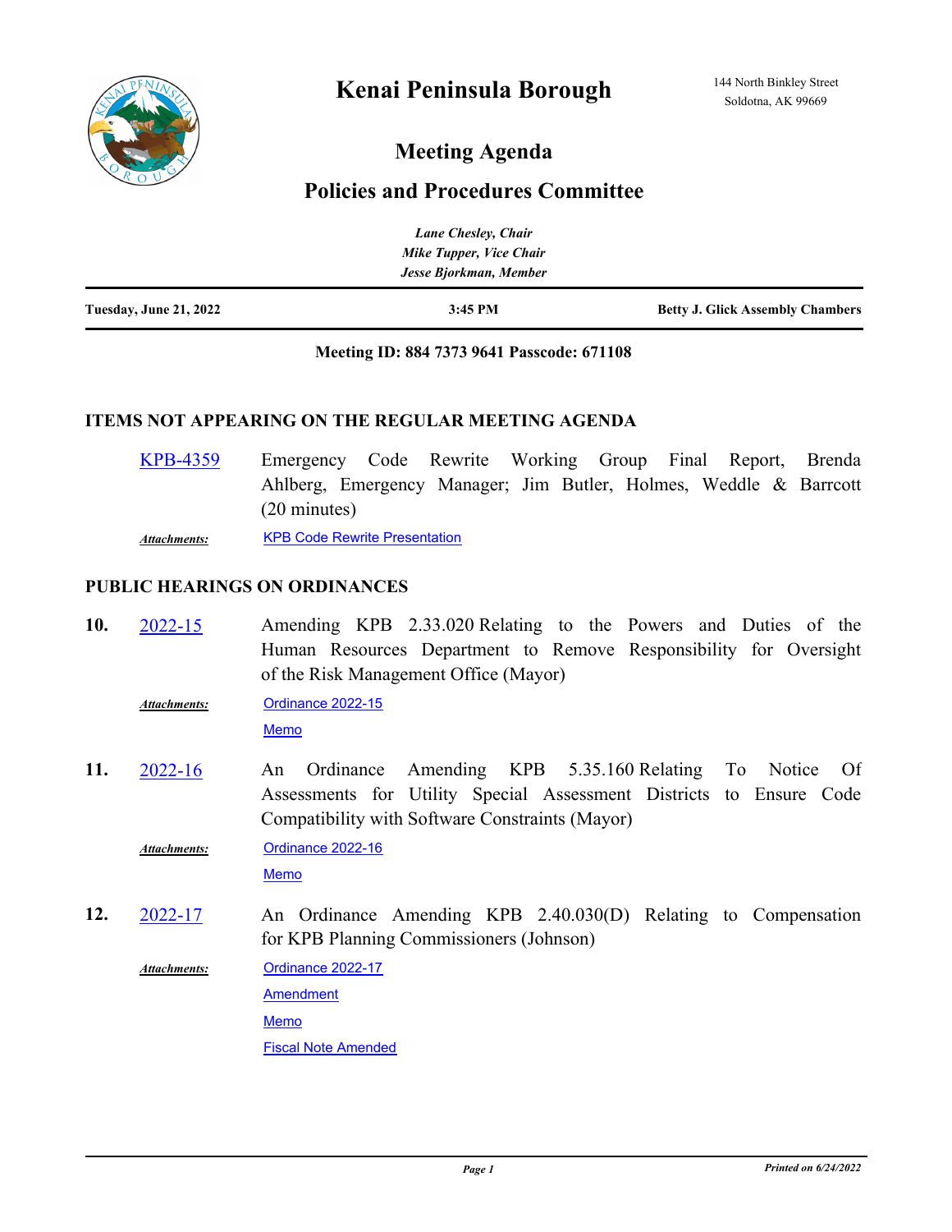# Kenai Peninsula Borough

144 North Binkley Street
Soldotna, AK 99669

## Meeting Agenda

## Policies and Procedures Committee

*Lane Chesley, Chair*
*Mike Tupper, Vice Chair*
*Jesse Bjorkman, Member*

**Tuesday, June 21, 2022** | **3:45 PM** | **Betty J. Glick Assembly Chambers**

**Meeting ID: 884 7373 9641 Passcode: 671108**

### ITEMS NOT APPEARING ON THE REGULAR MEETING AGENDA

KPB-4359 — Emergency Code Rewrite Working Group Final Report, Brenda Ahlberg, Emergency Manager; Jim Butler, Holmes, Weddle & Barrcott (20 minutes)

***Attachments:*** KPB Code Rewrite Presentation

### PUBLIC HEARINGS ON ORDINANCES

**10.** 2022-15 — Amending KPB 2.33.020 Relating to the Powers and Duties of the Human Resources Department to Remove Responsibility for Oversight of the Risk Management Office (Mayor)

***Attachments:*** Ordinance 2022-15
Memo

**11.** 2022-16 — An Ordinance Amending KPB 5.35.160 Relating To Notice Of Assessments for Utility Special Assessment Districts to Ensure Code Compatibility with Software Constraints (Mayor)

***Attachments:*** Ordinance 2022-16
Memo

**12.** 2022-17 — An Ordinance Amending KPB 2.40.030(D) Relating to Compensation for KPB Planning Commissioners (Johnson)

***Attachments:*** Ordinance 2022-17
Amendment
Memo
Fiscal Note Amended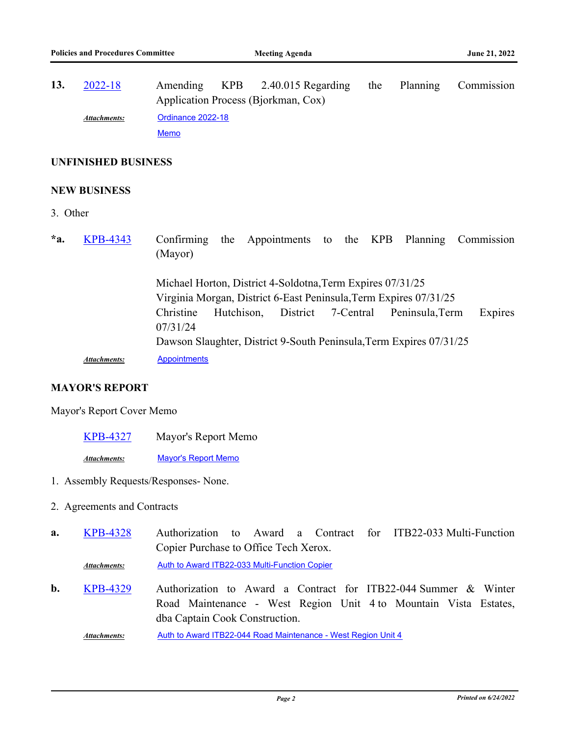**13.** 2022-18 Amending KPB 2.40.015 Regarding the Planning Commission Application Process (Bjorkman, Cox)

*Attachments:* Ordinance 2022-18

Memo

**UNFINISHED BUSINESS**

**NEW BUSINESS**

3. Other

***a.** KPB-4343 Confirming the Appointments to the KPB Planning Commission (Mayor)

Michael Horton, District 4-Soldotna,Term Expires 07/31/25
Virginia Morgan, District 6-East Peninsula,Term Expires 07/31/25
Christine Hutchison, District 7-Central Peninsula,Term Expires 07/31/24
Dawson Slaughter, District 9-South Peninsula,Term Expires 07/31/25

*Attachments:* Appointments

**MAYOR'S REPORT**

Mayor's Report Cover Memo

KPB-4327 Mayor's Report Memo

*Attachments:* Mayor's Report Memo

1. Assembly Requests/Responses- None.

2. Agreements and Contracts

**a.** KPB-4328 Authorization to Award a Contract for ITB22-033 Multi-Function Copier Purchase to Office Tech Xerox.

*Attachments:* Auth to Award ITB22-033 Multi-Function Copier

**b.** KPB-4329 Authorization to Award a Contract for ITB22-044 Summer & Winter Road Maintenance - West Region Unit 4 to Mountain Vista Estates, dba Captain Cook Construction.

*Attachments:* Auth to Award ITB22-044 Road Maintenance - West Region Unit 4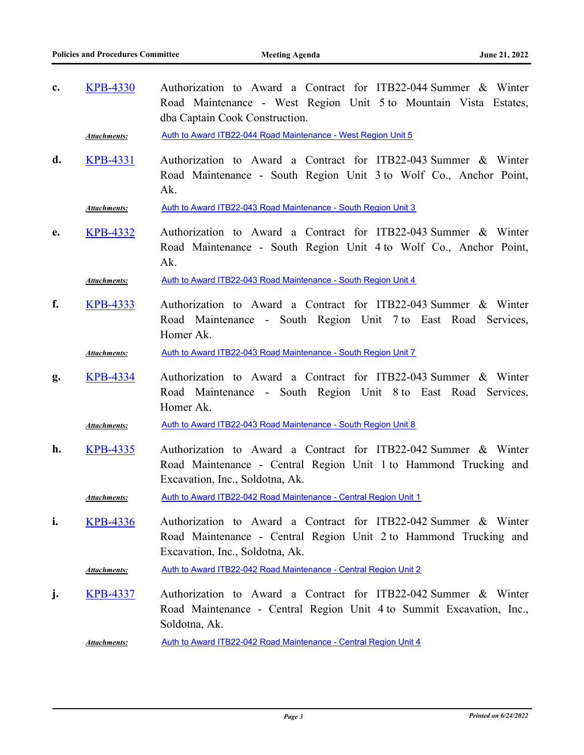**c.** KPB-4330 Authorization to Award a Contract for ITB22-044 Summer & Winter Road Maintenance - West Region Unit 5 to Mountain Vista Estates, dba Captain Cook Construction.

*Attachments:* Auth to Award ITB22-044 Road Maintenance - West Region Unit 5

**d.** KPB-4331 Authorization to Award a Contract for ITB22-043 Summer & Winter Road Maintenance - South Region Unit 3 to Wolf Co., Anchor Point, Ak.

*Attachments:* Auth to Award ITB22-043 Road Maintenance - South Region Unit 3

**e.** KPB-4332 Authorization to Award a Contract for ITB22-043 Summer & Winter Road Maintenance - South Region Unit 4 to Wolf Co., Anchor Point, Ak.

*Attachments:* Auth to Award ITB22-043 Road Maintenance - South Region Unit 4

**f.** KPB-4333 Authorization to Award a Contract for ITB22-043 Summer & Winter Road Maintenance - South Region Unit 7 to East Road Services, Homer Ak.

*Attachments:* Auth to Award ITB22-043 Road Maintenance - South Region Unit 7

**g.** KPB-4334 Authorization to Award a Contract for ITB22-043 Summer & Winter Road Maintenance - South Region Unit 8 to East Road Services, Homer Ak.

*Attachments:* Auth to Award ITB22-043 Road Maintenance - South Region Unit 8

**h.** KPB-4335 Authorization to Award a Contract for ITB22-042 Summer & Winter Road Maintenance - Central Region Unit 1 to Hammond Trucking and Excavation, Inc., Soldotna, Ak.

*Attachments:* Auth to Award ITB22-042 Road Maintenance - Central Region Unit 1

**i.** KPB-4336 Authorization to Award a Contract for ITB22-042 Summer & Winter Road Maintenance - Central Region Unit 2 to Hammond Trucking and Excavation, Inc., Soldotna, Ak.

*Attachments:* Auth to Award ITB22-042 Road Maintenance - Central Region Unit 2

**j.** KPB-4337 Authorization to Award a Contract for ITB22-042 Summer & Winter Road Maintenance - Central Region Unit 4 to Summit Excavation, Inc., Soldotna, Ak.

*Attachments:* Auth to Award ITB22-042 Road Maintenance - Central Region Unit 4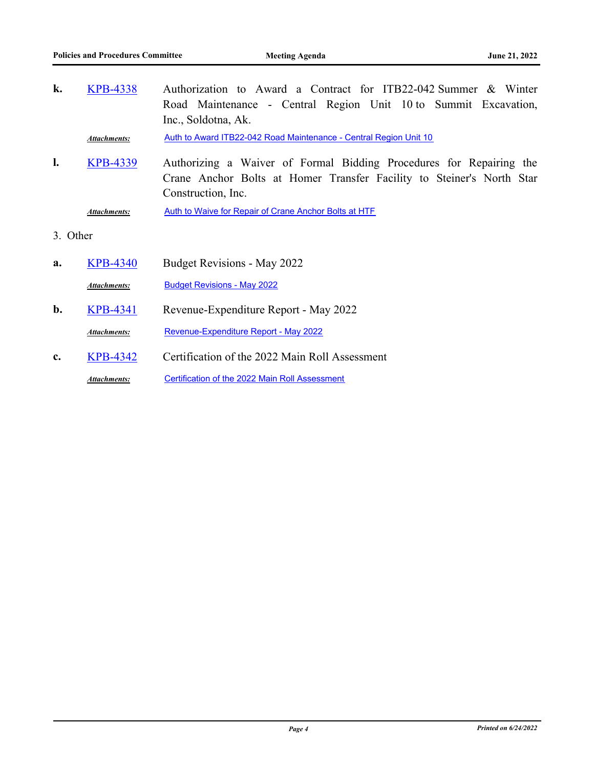**k.** KPB-4338 Authorization to Award a Contract for ITB22-042 Summer & Winter Road Maintenance - Central Region Unit 10 to Summit Excavation, Inc., Soldotna, Ak.

*Attachments:* Auth to Award ITB22-042 Road Maintenance - Central Region Unit 10

**l.** KPB-4339 Authorizing a Waiver of Formal Bidding Procedures for Repairing the Crane Anchor Bolts at Homer Transfer Facility to Steiner's North Star Construction, Inc.

*Attachments:* Auth to Waive for Repair of Crane Anchor Bolts at HTF

3. Other

**a.** KPB-4340 Budget Revisions - May 2022

*Attachments:* Budget Revisions - May 2022

**b.** KPB-4341 Revenue-Expenditure Report - May 2022

*Attachments:* Revenue-Expenditure Report - May 2022

**c.** KPB-4342 Certification of the 2022 Main Roll Assessment

*Attachments:* Certification of the 2022 Main Roll Assessment